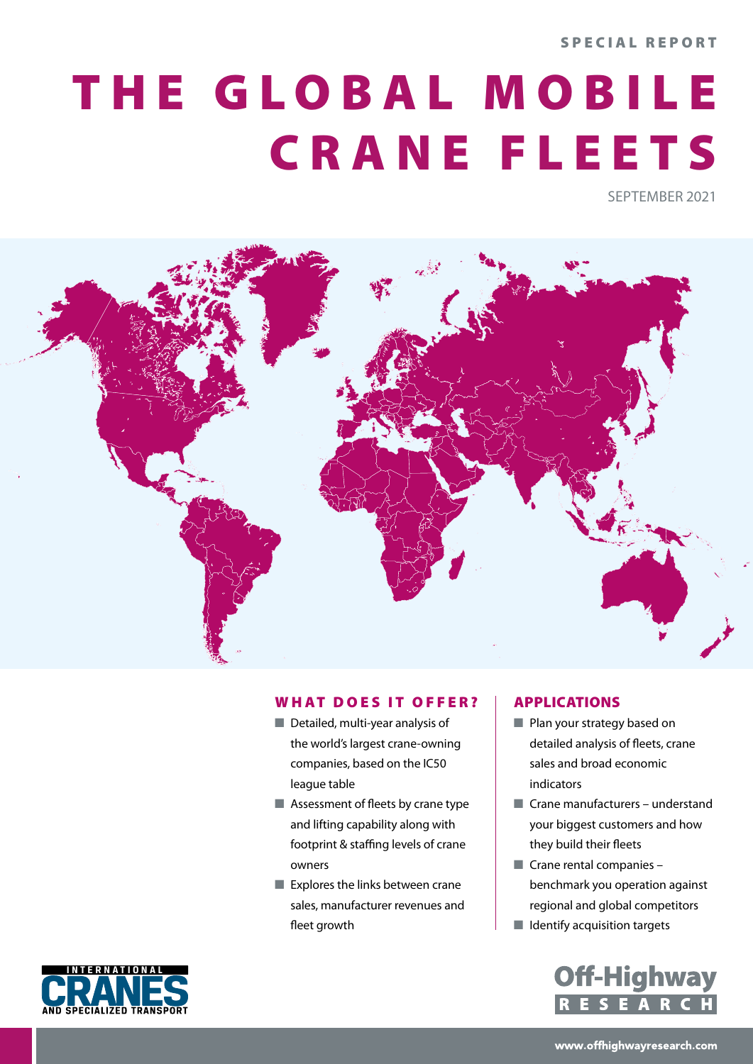SPECIAL REPORT

# THE GLOBAL MOBILE CRANE FLEETS

SEPTEMBER 2021

## WHAT DOES IT OFFER?

- Detailed, multi-year analysis of the world's largest crane-owning companies, based on the IC50 league table
- Assessment of fleets by crane type and lifting capability along with footprint & staffing levels of crane owners
- Explores the links between crane sales, manufacturer revenues and fleet growth

## APPLICATIONS

- Plan your strategy based on detailed analysis of fleets, crane sales and broad economic indicators
- Crane manufacturers – understand your biggest customers and how they build their fleets
- Crane rental companies – benchmark you operation against regional and global competitors
- Identify acquisition targets

INTERNATIONAL CRANES AND SPECIALIZED TRANSPORT

Off-Highway RESEARCH

www.offhighwayresearch.com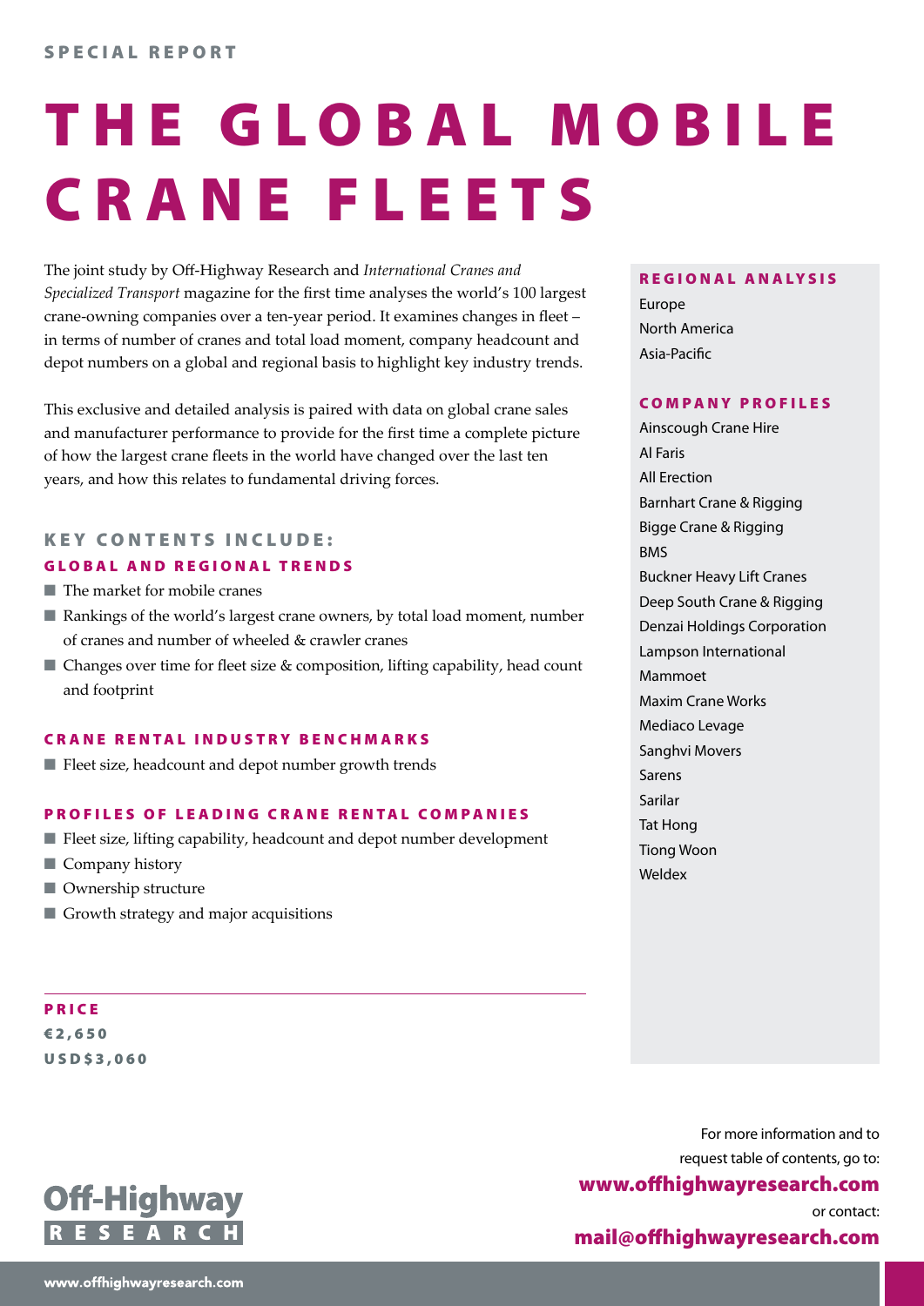SPECIAL REPORT

# THE GLOBAL MOBILE CRANE FLEETS

The joint study by Off-Highway Research and *International Cranes and Specialized Transport* magazine for the first time analyses the world's 100 largest crane-owning companies over a ten-year period. It examines changes in fleet – in terms of number of cranes and total load moment, company headcount and depot numbers on a global and regional basis to highlight key industry trends.

This exclusive and detailed analysis is paired with data on global crane sales and manufacturer performance to provide for the first time a complete picture of how the largest crane fleets in the world have changed over the last ten years, and how this relates to fundamental driving forces.

## KEY CONTENTS INCLUDE:

### GLOBAL AND REGIONAL TRENDS

- The market for mobile cranes
- Rankings of the world's largest crane owners, by total load moment, number of cranes and number of wheeled & crawler cranes
- Changes over time for fleet size & composition, lifting capability, head count and footprint

### CRANE RENTAL INDUSTRY BENCHMARKS

- Fleet size, headcount and depot number growth trends

### PROFILES OF LEADING CRANE RENTAL COMPANIES

- Fleet size, lifting capability, headcount and depot number development
- Company history
- Ownership structure
- Growth strategy and major acquisitions

### PRICE

**€2,650**
**USD$3,060**

### REGIONAL ANALYSIS

Europe
North America
Asia-Pacific

### COMPANY PROFILES

Ainscough Crane Hire
Al Faris
All Erection
Barnhart Crane & Rigging
Bigge Crane & Rigging
BMS
Buckner Heavy Lift Cranes
Deep South Crane & Rigging
Denzai Holdings Corporation
Lampson International
Mammoet
Maxim Crane Works
Mediaco Levage
Sanghvi Movers
Sarens
Sarilar
Tat Hong
Tiong Woon
Weldex

For more information and to request table of contents, go to:
**www.offhighwayresearch.com**
or contact:
**mail@offhighwayresearch.com**

Off-Highway RESEARCH